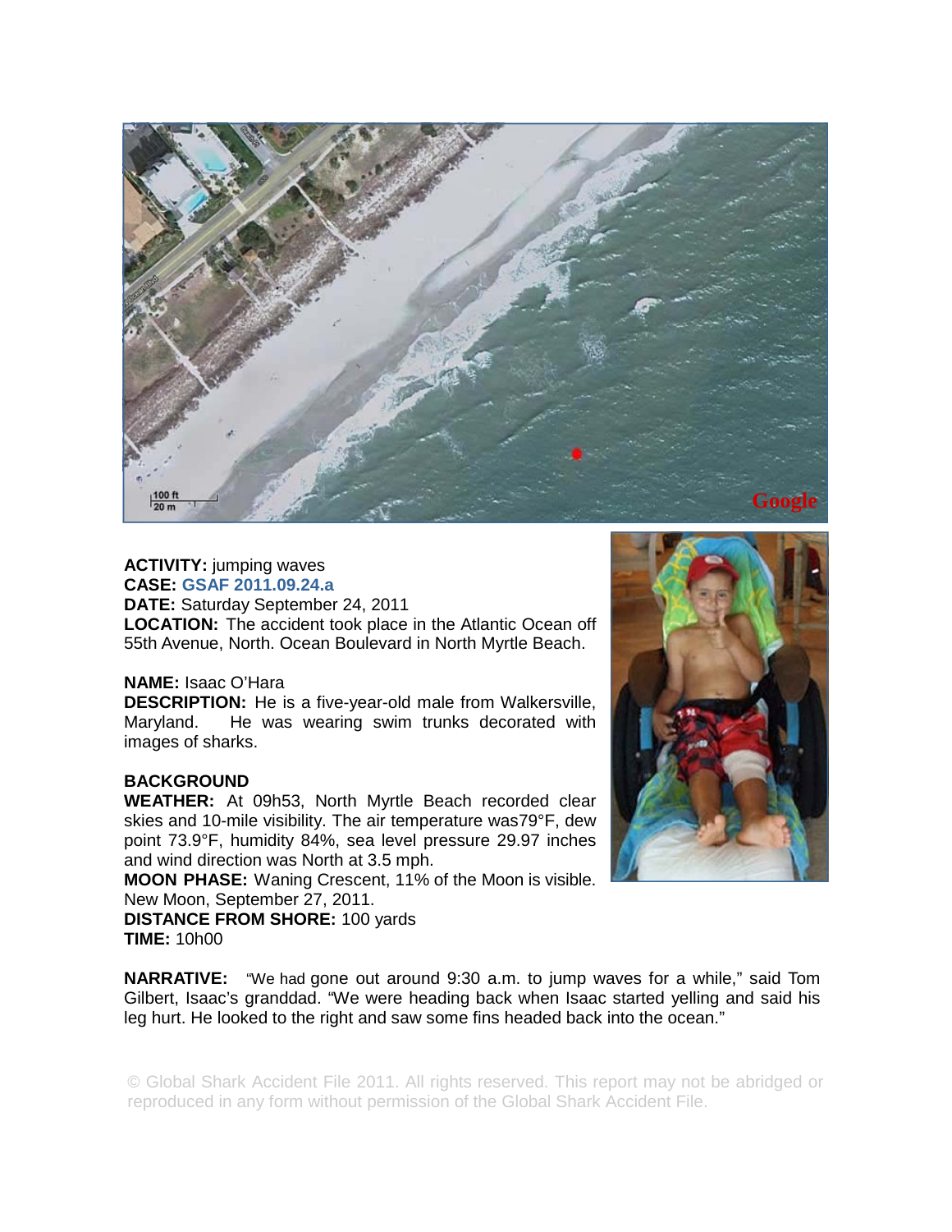**ACTIVITY:** jumping waves
**CASE:** GSAF 2011.09.24.a
**DATE:** Saturday September 24, 2011
**LOCATION:** The accident took place in the Atlantic Ocean off 55th Avenue, North. Ocean Boulevard in North Myrtle Beach.

**NAME:** Isaac O'Hara
**DESCRIPTION:** He is a five-year-old male from Walkersville, Maryland. He was wearing swim trunks decorated with images of sharks.

**BACKGROUND**
**WEATHER:** At 09h53, North Myrtle Beach recorded clear skies and 10-mile visibility. The air temperature was79°F, dew point 73.9°F, humidity 84%, sea level pressure 29.97 inches and wind direction was North at 3.5 mph.
**MOON PHASE:** Waning Crescent, 11% of the Moon is visible. New Moon, September 27, 2011.
**DISTANCE FROM SHORE:** 100 yards
**TIME:** 10h00

**NARRATIVE:** "We had gone out around 9:30 a.m. to jump waves for a while," said Tom Gilbert, Isaac's granddad. "We were heading back when Isaac started yelling and said his leg hurt. He looked to the right and saw some fins headed back into the ocean."

© Global Shark Accident File 2011. All rights reserved. This report may not be abridged or reproduced in any form without permission of the Global Shark Accident File.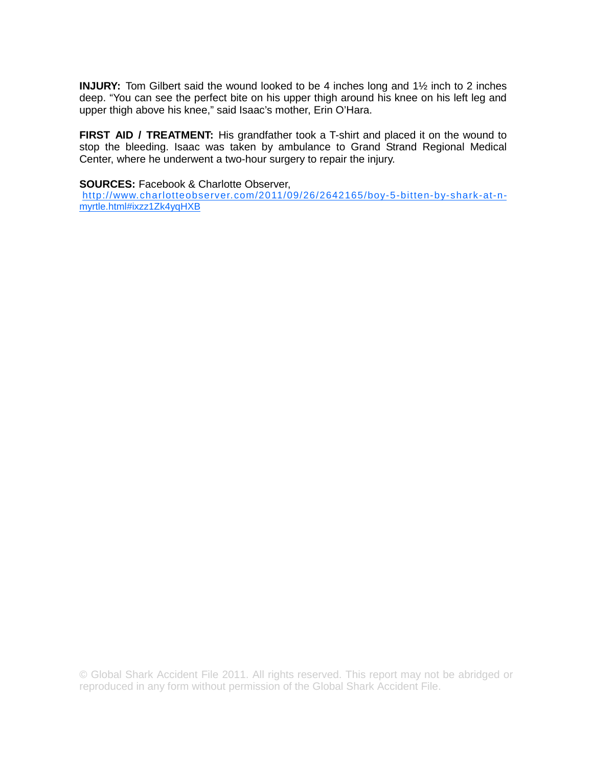**INJURY:** Tom Gilbert said the wound looked to be 4 inches long and 1½ inch to 2 inches deep. "You can see the perfect bite on his upper thigh around his knee on his left leg and upper thigh above his knee," said Isaac's mother, Erin O'Hara.

**FIRST AID / TREATMENT:** His grandfather took a T-shirt and placed it on the wound to stop the bleeding. Isaac was taken by ambulance to Grand Strand Regional Medical Center, where he underwent a two-hour surgery to repair the injury.

**SOURCES:** Facebook & Charlotte Observer, http://www.charlotteobserver.com/2011/09/26/2642165/boy-5-bitten-by-shark-at-n-myrtle.html#ixzz1Zk4yqHXB

© Global Shark Accident File 2011. All rights reserved. This report may not be abridged or reproduced in any form without permission of the Global Shark Accident File.